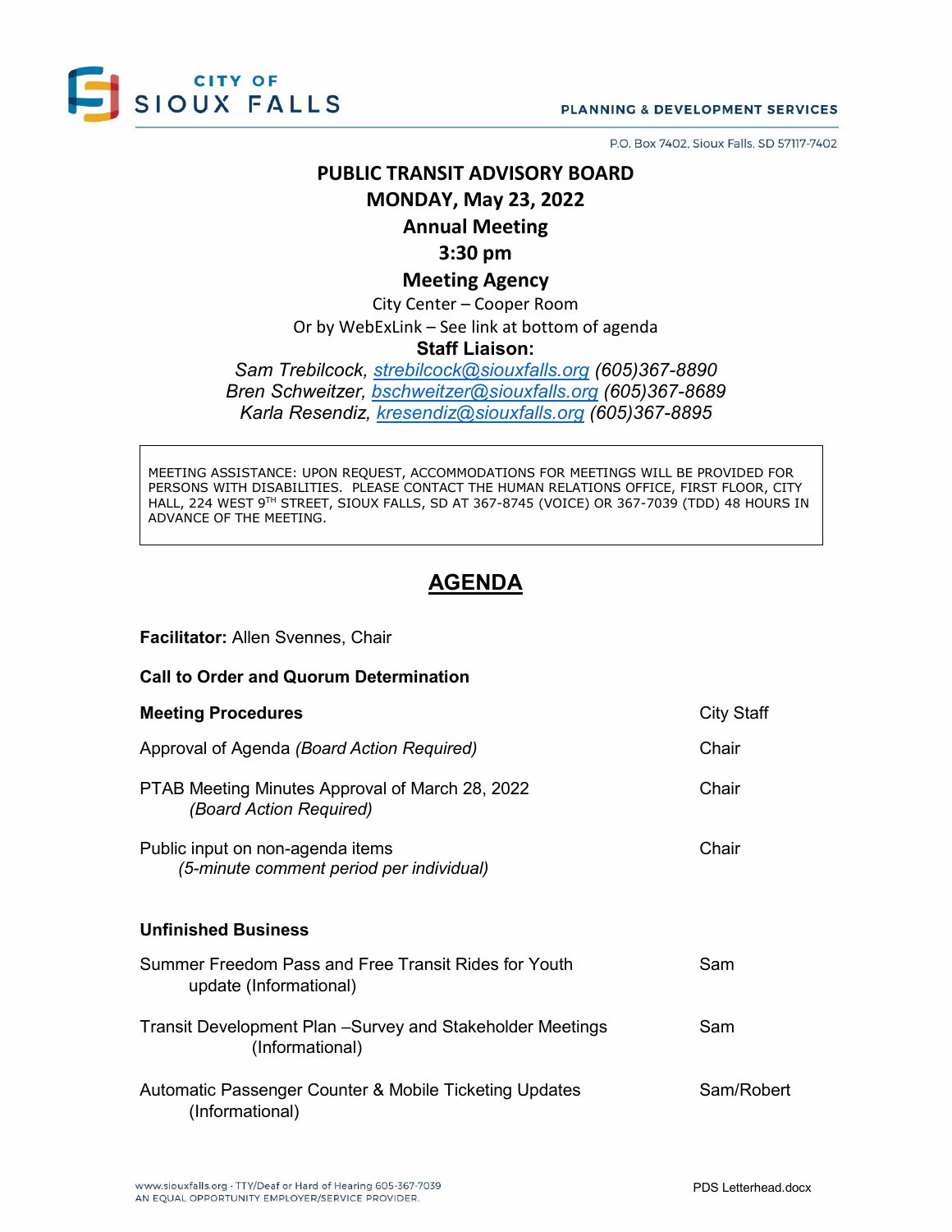CITY OF SIOUX FALLS

PLANNING & DEVELOPMENT SERVICES

P.O. Box 7402, Sioux Falls, SD 57117-7402

# PUBLIC TRANSIT ADVISORY BOARD

## MONDAY, May 23, 2022

## Annual Meeting

## 3:30 pm

## Meeting Agency

City Center – Cooper Room

Or by WebExLink – See link at bottom of agenda

**Staff Liaison:**

*Sam Trebilcock, strebilcock@siouxfalls.org (605)367-8890*
*Bren Schweitzer, bschweitzer@siouxfalls.org (605)367-8689*
*Karla Resendiz, kresendiz@siouxfalls.org (605)367-8895*

MEETING ASSISTANCE: UPON REQUEST, ACCOMMODATIONS FOR MEETINGS WILL BE PROVIDED FOR PERSONS WITH DISABILITIES. PLEASE CONTACT THE HUMAN RELATIONS OFFICE, FIRST FLOOR, CITY HALL, 224 WEST 9TH STREET, SIOUX FALLS, SD AT 367-8745 (VOICE) OR 367-7039 (TDD) 48 HOURS IN ADVANCE OF THE MEETING.

## AGENDA

**Facilitator:** Allen Svennes, Chair

**Call to Order and Quorum Determination**

| | |
|---|---|
| **Meeting Procedures** | City Staff |
| Approval of Agenda *(Board Action Required)* | Chair |
| PTAB Meeting Minutes Approval of March 28, 2022 *(Board Action Required)* | Chair |
| Public input on non-agenda items *(5-minute comment period per individual)* | Chair |

**Unfinished Business**

| | |
|---|---|
| Summer Freedom Pass and Free Transit Rides for Youth update (Informational) | Sam |
| Transit Development Plan –Survey and Stakeholder Meetings (Informational) | Sam |
| Automatic Passenger Counter & Mobile Ticketing Updates (Informational) | Sam/Robert |

www.siouxfalls.org · TTY/Deaf or Hard of Hearing 605-367-7039
AN EQUAL OPPORTUNITY EMPLOYER/SERVICE PROVIDER.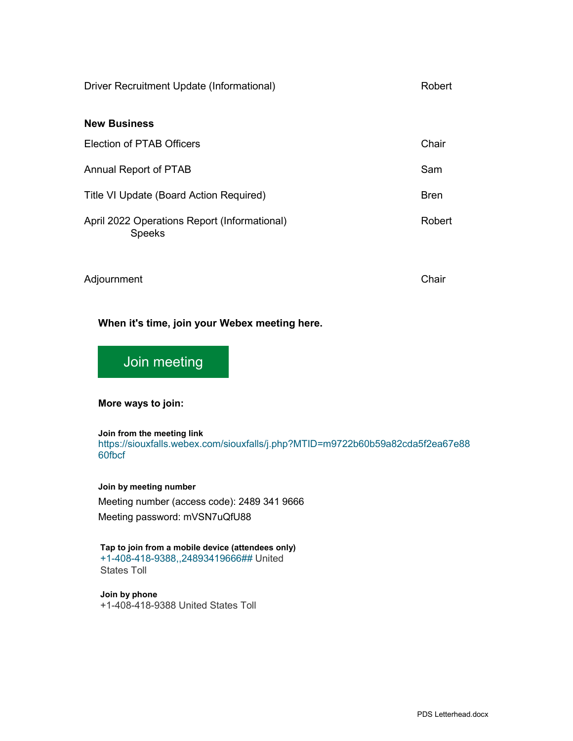| | |
|---|---|
| Driver Recruitment Update (Informational) | Robert |

**New Business**

| | |
|---|---|
| Election of PTAB Officers | Chair |
| Annual Report of PTAB | Sam |
| Title VI Update (Board Action Required) | Bren |
| April 2022 Operations Report (Informational) Speeks | Robert |
| Adjournment | Chair |

**When it's time, join your Webex meeting here.**

Join meeting

**More ways to join:**

**Join from the meeting link**
https://siouxfalls.webex.com/siouxfalls/j.php?MTID=m9722b60b59a82cda5f2ea67e8860fbcf

**Join by meeting number**
Meeting number (access code): 2489 341 9666
Meeting password: mVSN7uQfU88

**Tap to join from a mobile device (attendees only)**
+1-408-418-9388,,24893419666## United States Toll

**Join by phone**
+1-408-418-9388 United States Toll